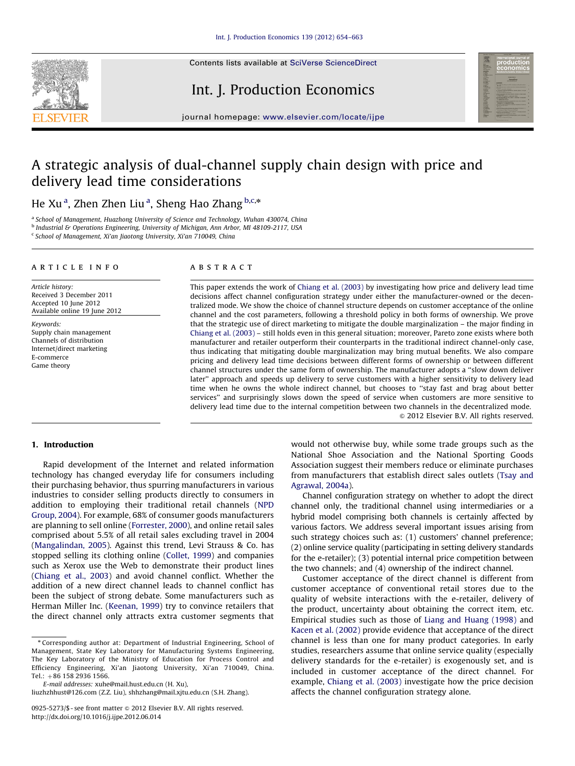# A strategic analysis of dual-channel supply chain design with price and delivery lead time considerations

He Xu [a], Zhen Zhen Liu [a], Sheng Hao Zhang [b,c,*]

[a] School of Management, Huazhong University of Science and Technology, Wuhan 430074, China
[b] Industrial & Operations Engineering, University of Michigan, Ann Arbor, MI 48109-2117, USA
[c] School of Management, Xi'an Jiaotong University, Xi'an 710049, China

**ARTICLE INFO**

*Article history:*
Received 3 December 2011
Accepted 10 June 2012
Available online 19 June 2012

*Keywords:*
Supply chain management
Channels of distribution
Internet/direct marketing
E-commerce
Game theory

**ABSTRACT**

This paper extends the work of Chiang et al. (2003) by investigating how price and delivery lead time decisions affect channel configuration strategy under either the manufacturer-owned or the decentralized mode. We show the choice of channel structure depends on customer acceptance of the online channel and the cost parameters, following a threshold policy in both forms of ownership. We prove that the strategic use of direct marketing to mitigate the double marginalization – the major finding in Chiang et al. (2003) – still holds even in this general situation; moreover, Pareto zone exists where both manufacturer and retailer outperform their counterparts in the traditional indirect channel-only case, thus indicating that mitigating double marginalization may bring mutual benefits. We also compare pricing and delivery lead time decisions between different forms of ownership or between different channel structures under the same form of ownership. The manufacturer adopts a ''slow down deliver later'' approach and speeds up delivery to serve customers with a higher sensitivity to delivery lead time when he owns the whole indirect channel, but chooses to ''stay fast and brag about better services'' and surprisingly slows down the speed of service when customers are more sensitive to delivery lead time due to the internal competition between two channels in the decentralized mode.

© 2012 Elsevier B.V. All rights reserved.

## 1. Introduction

Rapid development of the Internet and related information technology has changed everyday life for consumers including their purchasing behavior, thus spurring manufacturers in various industries to consider selling products directly to consumers in addition to employing their traditional retail channels (NPD Group, 2004). For example, 68% of consumer goods manufacturers are planning to sell online (Forrester, 2000), and online retail sales comprised about 5.5% of all retail sales excluding travel in 2004 (Mangalindan, 2005). Against this trend, Levi Strauss & Co. has stopped selling its clothing online (Collet, 1999) and companies such as Xerox use the Web to demonstrate their product lines (Chiang et al., 2003) and avoid channel conflict. Whether the addition of a new direct channel leads to channel conflict has been the subject of strong debate. Some manufacturers such as Herman Miller Inc. (Keenan, 1999) try to convince retailers that the direct channel only attracts extra customer segments that would not otherwise buy, while some trade groups such as the National Shoe Association and the National Sporting Goods Association suggest their members reduce or eliminate purchases from manufacturers that establish direct sales outlets (Tsay and Agrawal, 2004a).

Channel configuration strategy on whether to adopt the direct channel only, the traditional channel using intermediaries or a hybrid model comprising both channels is certainly affected by various factors. We address several important issues arising from such strategy choices such as: (1) customers' channel preference; (2) online service quality (participating in setting delivery standards for the e-retailer); (3) potential internal price competition between the two channels; and (4) ownership of the indirect channel.

Customer acceptance of the direct channel is different from customer acceptance of conventional retail stores due to the quality of website interactions with the e-retailer, delivery of the product, uncertainty about obtaining the correct item, etc. Empirical studies such as those of Liang and Huang (1998) and Kacen et al. (2002) provide evidence that acceptance of the direct channel is less than one for many product categories. In early studies, researchers assume that online service quality (especially delivery standards for the e-retailer) is exogenously set, and is included in customer acceptance of the direct channel. For example, Chiang et al. (2003) investigate how the price decision affects the channel configuration strategy alone.

\* Corresponding author at: Department of Industrial Engineering, School of Management, State Key Laboratory for Manufacturing Systems Engineering, The Key Laboratory of the Ministry of Education for Process Control and Efficiency Engineering, Xi'an Jiaotong University, Xi'an 710049, China. Tel.: +86 158 2936 1566.

*E-mail addresses:* xuhe@mail.hust.edu.cn (H. Xu), liuzhzhhust@126.com (Z.Z. Liu), shhzhang@mail.xjtu.edu.cn (S.H. Zhang).

0925-5273/$ - see front matter © 2012 Elsevier B.V. All rights reserved.
http://dx.doi.org/10.1016/j.ijpe.2012.06.014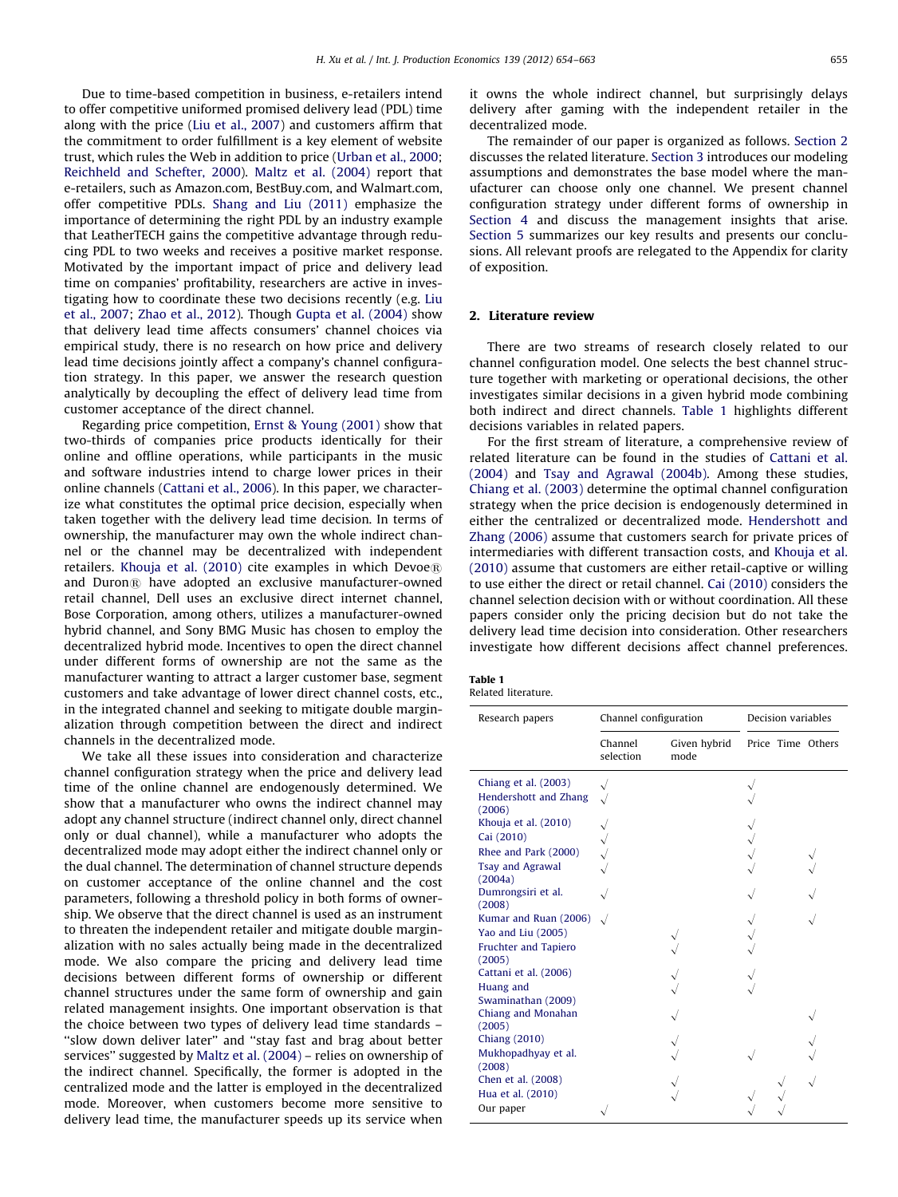Due to time-based competition in business, e-retailers intend to offer competitive uniformed promised delivery lead (PDL) time along with the price (Liu et al., 2007) and customers affirm that the commitment to order fulfillment is a key element of website trust, which rules the Web in addition to price (Urban et al., 2000; Reichheld and Schefter, 2000). Maltz et al. (2004) report that e-retailers, such as Amazon.com, BestBuy.com, and Walmart.com, offer competitive PDLs. Shang and Liu (2011) emphasize the importance of determining the right PDL by an industry example that LeatherTECH gains the competitive advantage through reducing PDL to two weeks and receives a positive market response. Motivated by the important impact of price and delivery lead time on companies' profitability, researchers are active in investigating how to coordinate these two decisions recently (e.g. Liu et al., 2007; Zhao et al., 2012). Though Gupta et al. (2004) show that delivery lead time affects consumers' channel choices via empirical study, there is no research on how price and delivery lead time decisions jointly affect a company's channel configuration strategy. In this paper, we answer the research question analytically by decoupling the effect of delivery lead time from customer acceptance of the direct channel.

Regarding price competition, Ernst & Young (2001) show that two-thirds of companies price products identically for their online and offline operations, while participants in the music and software industries intend to charge lower prices in their online channels (Cattani et al., 2006). In this paper, we characterize what constitutes the optimal price decision, especially when taken together with the delivery lead time decision. In terms of ownership, the manufacturer may own the whole indirect channel or the channel may be decentralized with independent retailers. Khouja et al. (2010) cite examples in which Devoe® and Duron® have adopted an exclusive manufacturer-owned retail channel, Dell uses an exclusive direct internet channel, Bose Corporation, among others, utilizes a manufacturer-owned hybrid channel, and Sony BMG Music has chosen to employ the decentralized hybrid mode. Incentives to open the direct channel under different forms of ownership are not the same as the manufacturer wanting to attract a larger customer base, segment customers and take advantage of lower direct channel costs, etc., in the integrated channel and seeking to mitigate double marginalization through competition between the direct and indirect channels in the decentralized mode.

We take all these issues into consideration and characterize channel configuration strategy when the price and delivery lead time of the online channel are endogenously determined. We show that a manufacturer who owns the indirect channel may adopt any channel structure (indirect channel only, direct channel only or dual channel), while a manufacturer who adopts the decentralized mode may adopt either the indirect channel only or the dual channel. The determination of channel structure depends on customer acceptance of the online channel and the cost parameters, following a threshold policy in both forms of ownership. We observe that the direct channel is used as an instrument to threaten the independent retailer and mitigate double marginalization with no sales actually being made in the decentralized mode. We also compare the pricing and delivery lead time decisions between different forms of ownership or different channel structures under the same form of ownership and gain related management insights. One important observation is that the choice between two types of delivery lead time standards – "slow down deliver later" and "stay fast and brag about better services" suggested by Maltz et al. (2004) – relies on ownership of the indirect channel. Specifically, the former is adopted in the centralized mode and the latter is employed in the decentralized mode. Moreover, when customers become more sensitive to delivery lead time, the manufacturer speeds up its service when it owns the whole indirect channel, but surprisingly delays delivery after gaming with the independent retailer in the decentralized mode.

The remainder of our paper is organized as follows. Section 2 discusses the related literature. Section 3 introduces our modeling assumptions and demonstrates the base model where the manufacturer can choose only one channel. We present channel configuration strategy under different forms of ownership in Section 4 and discuss the management insights that arise. Section 5 summarizes our key results and presents our conclusions. All relevant proofs are relegated to the Appendix for clarity of exposition.

## 2. Literature review

There are two streams of research closely related to our channel configuration model. One selects the best channel structure together with marketing or operational decisions, the other investigates similar decisions in a given hybrid mode combining both indirect and direct channels. Table 1 highlights different decisions variables in related papers.

For the first stream of literature, a comprehensive review of related literature can be found in the studies of Cattani et al. (2004) and Tsay and Agrawal (2004b). Among these studies, Chiang et al. (2003) determine the optimal channel configuration strategy when the price decision is endogenously determined in either the centralized or decentralized mode. Hendershott and Zhang (2006) assume that customers search for private prices of intermediaries with different transaction costs, and Khouja et al. (2010) assume that customers are either retail-captive or willing to use either the direct or retail channel. Cai (2010) considers the channel selection decision with or without coordination. All these papers consider only the pricing decision but do not take the delivery lead time decision into consideration. Other researchers investigate how different decisions affect channel preferences.

**Table 1**
Related literature.

| Research papers | Channel configuration | | Decision variables | | |
|---|---|---|---|---|---|
| | Channel selection | Given hybrid mode | Price | Time | Others |
| Chiang et al. (2003) | √ | | √ | | |
| Hendershott and Zhang (2006) | √ | | √ | | |
| Khouja et al. (2010) | √ | | √ | | |
| Cai (2010) | √ | | √ | | |
| Rhee and Park (2000) | √ | | √ | | √ |
| Tsay and Agrawal (2004a) | √ | | √ | | √ |
| Dumrongsiri et al. (2008) | √ | | √ | | √ |
| Kumar and Ruan (2006) | √ | | √ | | √ |
| Yao and Liu (2005) | | √ | √ | | |
| Fruchter and Tapiero (2005) | | √ | √ | | |
| Cattani et al. (2006) | | √ | √ | | |
| Huang and Swaminathan (2009) | | √ | √ | | |
| Chiang and Monahan (2005) | | √ | | | √ |
| Chiang (2010) | | √ | | | √ |
| Mukhopadhyay et al. (2008) | | √ | √ | | √ |
| Chen et al. (2008) | | √ | | √ | √ |
| Hua et al. (2010) | | √ | √ | √ | |
| Our paper | √ | | √ | √ | |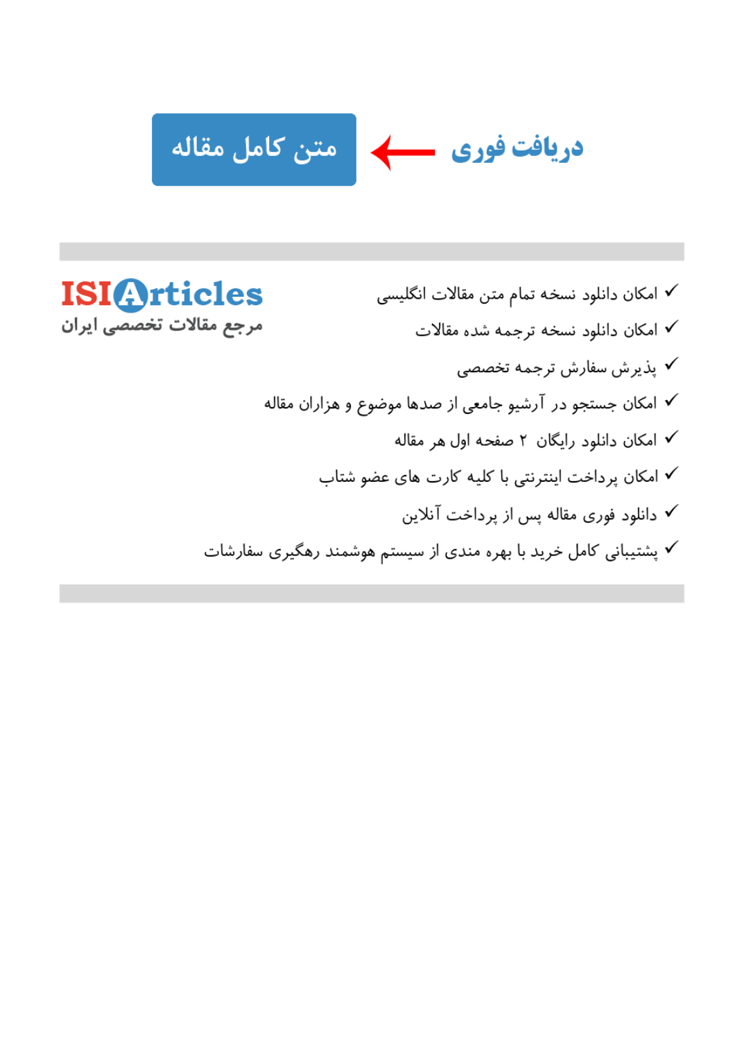دریافت فوری ← **متن کامل مقاله**

**ISIArticles**
مرجع مقالات تخصصی ایران

- ✓ امکان دانلود نسخه تمام متن مقالات انگلیسی
- ✓ امکان دانلود نسخه ترجمه شده مقالات
- ✓ پذیرش سفارش ترجمه تخصصی
- ✓ امکان جستجو در آرشیو جامعی از صدها موضوع و هزاران مقاله
- ✓ امکان دانلود رایگان ۲ صفحه اول هر مقاله
- ✓ امکان پرداخت اینترنتی با کلیه کارت های عضو شتاب
- ✓ دانلود فوری مقاله پس از پرداخت آنلاین
- ✓ پشتیبانی کامل خرید با بهره مندی از سیستم هوشمند رهگیری سفارشات